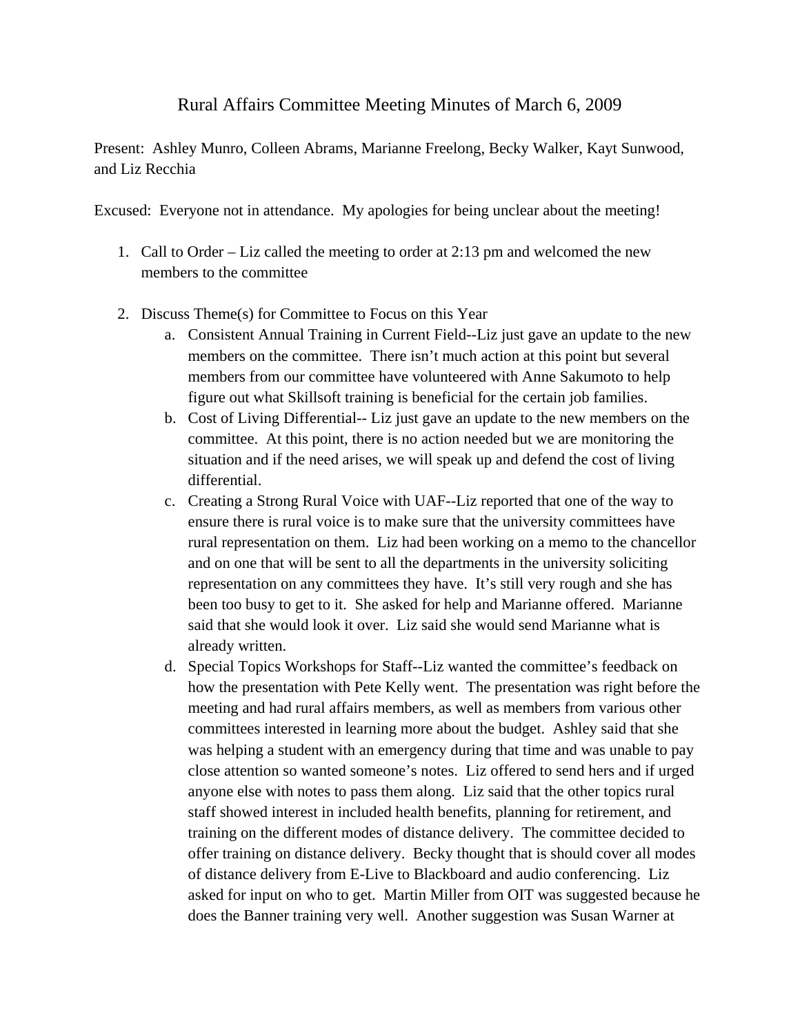# Rural Affairs Committee Meeting Minutes of March 6, 2009

Present: Ashley Munro, Colleen Abrams, Marianne Freelong, Becky Walker, Kayt Sunwood, and Liz Recchia

Excused: Everyone not in attendance. My apologies for being unclear about the meeting!

1. Call to Order – Liz called the meeting to order at 2:13 pm and welcomed the new members to the committee

2. Discuss Theme(s) for Committee to Focus on this Year
   a. Consistent Annual Training in Current Field--Liz just gave an update to the new members on the committee. There isn't much action at this point but several members from our committee have volunteered with Anne Sakumoto to help figure out what Skillsoft training is beneficial for the certain job families.
   b. Cost of Living Differential-- Liz just gave an update to the new members on the committee. At this point, there is no action needed but we are monitoring the situation and if the need arises, we will speak up and defend the cost of living differential.
   c. Creating a Strong Rural Voice with UAF--Liz reported that one of the way to ensure there is rural voice is to make sure that the university committees have rural representation on them. Liz had been working on a memo to the chancellor and on one that will be sent to all the departments in the university soliciting representation on any committees they have. It's still very rough and she has been too busy to get to it. She asked for help and Marianne offered. Marianne said that she would look it over. Liz said she would send Marianne what is already written.
   d. Special Topics Workshops for Staff--Liz wanted the committee's feedback on how the presentation with Pete Kelly went. The presentation was right before the meeting and had rural affairs members, as well as members from various other committees interested in learning more about the budget. Ashley said that she was helping a student with an emergency during that time and was unable to pay close attention so wanted someone's notes. Liz offered to send hers and if urged anyone else with notes to pass them along. Liz said that the other topics rural staff showed interest in included health benefits, planning for retirement, and training on the different modes of distance delivery. The committee decided to offer training on distance delivery. Becky thought that is should cover all modes of distance delivery from E-Live to Blackboard and audio conferencing. Liz asked for input on who to get. Martin Miller from OIT was suggested because he does the Banner training very well. Another suggestion was Susan Warner at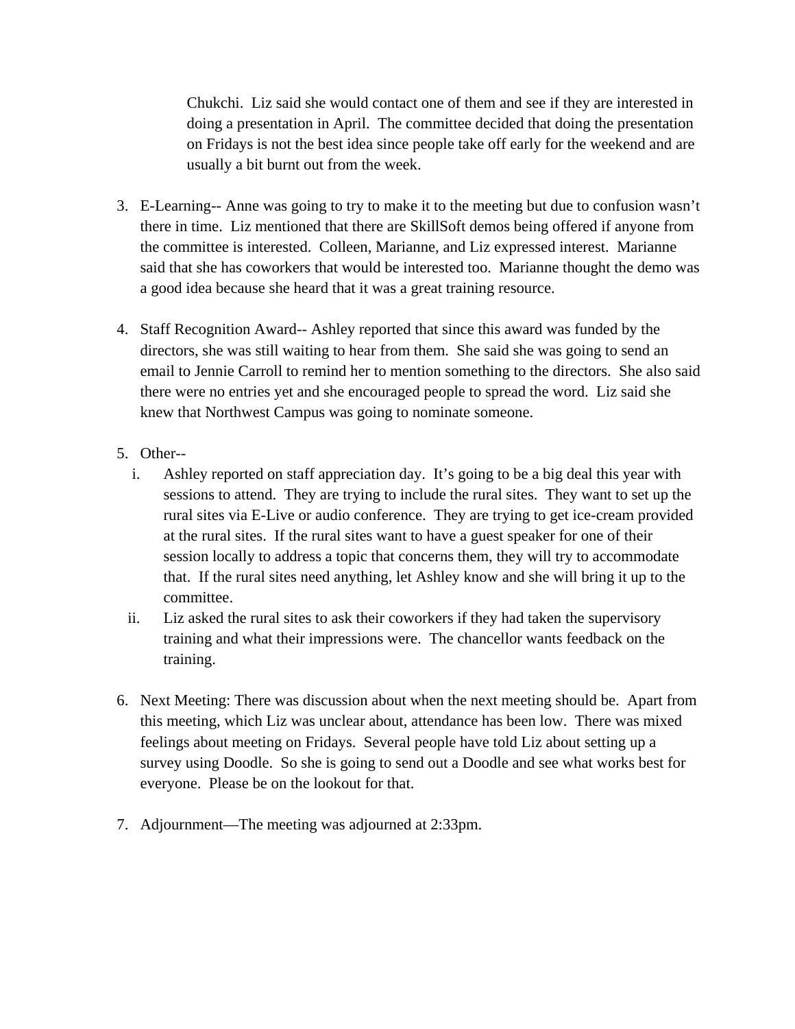Chukchi. Liz said she would contact one of them and see if they are interested in doing a presentation in April. The committee decided that doing the presentation on Fridays is not the best idea since people take off early for the weekend and are usually a bit burnt out from the week.

3. E-Learning-- Anne was going to try to make it to the meeting but due to confusion wasn't there in time. Liz mentioned that there are SkillSoft demos being offered if anyone from the committee is interested. Colleen, Marianne, and Liz expressed interest. Marianne said that she has coworkers that would be interested too. Marianne thought the demo was a good idea because she heard that it was a great training resource.

4. Staff Recognition Award-- Ashley reported that since this award was funded by the directors, she was still waiting to hear from them. She said she was going to send an email to Jennie Carroll to remind her to mention something to the directors. She also said there were no entries yet and she encouraged people to spread the word. Liz said she knew that Northwest Campus was going to nominate someone.

5. Other--
   i. Ashley reported on staff appreciation day. It's going to be a big deal this year with sessions to attend. They are trying to include the rural sites. They want to set up the rural sites via E-Live or audio conference. They are trying to get ice-cream provided at the rural sites. If the rural sites want to have a guest speaker for one of their session locally to address a topic that concerns them, they will try to accommodate that. If the rural sites need anything, let Ashley know and she will bring it up to the committee.
   ii. Liz asked the rural sites to ask their coworkers if they had taken the supervisory training and what their impressions were. The chancellor wants feedback on the training.

6. Next Meeting: There was discussion about when the next meeting should be. Apart from this meeting, which Liz was unclear about, attendance has been low. There was mixed feelings about meeting on Fridays. Several people have told Liz about setting up a survey using Doodle. So she is going to send out a Doodle and see what works best for everyone. Please be on the lookout for that.

7. Adjournment—The meeting was adjourned at 2:33pm.